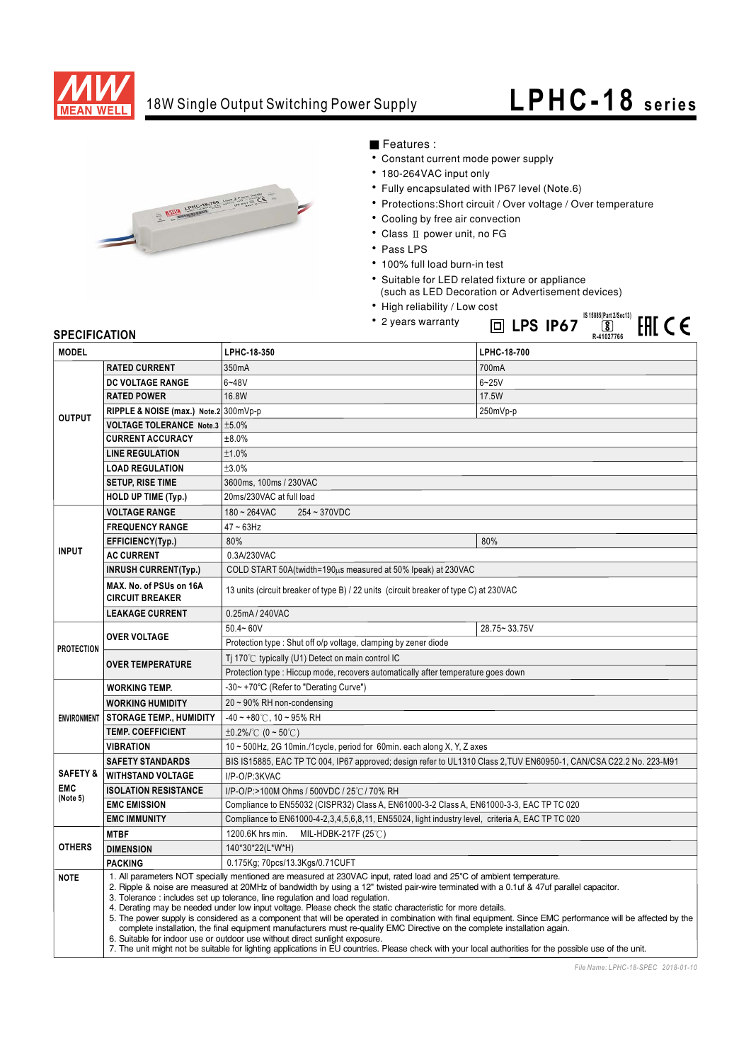# MEAN WELL

## 18W Single Output Switching Power Supply

# LPHC-18 series

■ Features :

- Constant current mode power supply
- 180-264VAC input only
- Fully encapsulated with IP67 level (Note.6)
- Protections:Short circuit / Over voltage / Over temperature
- Cooling by free air convection
- Class Ⅱ power unit, no FG
- Pass LPS
- 100% full load burn-in test
- Suitable for LED related fixture or appliance (such as LED Decoration or Advertisement devices)
- High reliability / Low cost
- 2 years warranty

LPS IP67 IS 15885(Part 2/Sec13) R-41027766 EAC CE

## SPECIFICATION

| MODEL | | LPHC-18-350 | LPHC-18-700 |
|---|---|---|---|
| OUTPUT | RATED CURRENT | 350mA | 700mA |
| | DC VOLTAGE RANGE | 6~48V | 6~25V |
| | RATED POWER | 16.8W | 17.5W |
| | RIPPLE & NOISE (max.) Note.2 | 300mVp-p | 250mVp-p |
| | VOLTAGE TOLERANCE Note.3 | ±5.0% | |
| | CURRENT ACCURACY | ±8.0% | |
| | LINE REGULATION | ±1.0% | |
| | LOAD REGULATION | ±3.0% | |
| | SETUP, RISE TIME | 3600ms, 100ms / 230VAC | |
| | HOLD UP TIME (Typ.) | 20ms/230VAC at full load | |
| INPUT | VOLTAGE RANGE | 180 ~ 264VAC 254 ~ 370VDC | |
| | FREQUENCY RANGE | 47 ~ 63Hz | |
| | EFFICIENCY(Typ.) | 80% | 80% |
| | AC CURRENT | 0.3A/230VAC | |
| | INRUSH CURRENT(Typ.) | COLD START 50A(twidth=190μs measured at 50% Ipeak) at 230VAC | |
| | MAX. No. of PSUs on 16A CIRCUIT BREAKER | 13 units (circuit breaker of type B) / 22 units (circuit breaker of type C) at 230VAC | |
| | LEAKAGE CURRENT | 0.25mA / 240VAC | |
| PROTECTION | OVER VOLTAGE | 50.4~ 60V | 28.75~ 33.75V |
| | | Protection type : Shut off o/p voltage, clamping by zener diode | |
| | OVER TEMPERATURE | Tj 170℃ typically (U1) Detect on main control IC | |
| | | Protection type : Hiccup mode, recovers automatically after temperature goes down | |
| ENVIRONMENT | WORKING TEMP. | -30~ +70℃ (Refer to "Derating Curve") | |
| | WORKING HUMIDITY | 20 ~ 90% RH non-condensing | |
| | STORAGE TEMP., HUMIDITY | -40 ~ +80℃, 10 ~ 95% RH | |
| | TEMP. COEFFICIENT | ±0.2%/℃ (0 ~ 50℃) | |
| | VIBRATION | 10 ~ 500Hz, 2G 10min./1cycle, period for 60min. each along X, Y, Z axes | |
| SAFETY & EMC (Note 5) | SAFETY STANDARDS | BIS IS15885, EAC TP TC 004, IP67 approved; design refer to UL1310 Class 2,TUV EN60950-1, CAN/CSA C22.2 No. 223-M91 | |
| | WITHSTAND VOLTAGE | I/P-O/P:3KVAC | |
| | ISOLATION RESISTANCE | I/P-O/P:>100M Ohms / 500VDC / 25℃/ 70% RH | |
| | EMC EMISSION | Compliance to EN55032 (CISPR32) Class A, EN61000-3-2 Class A, EN61000-3-3, EAC TP TC 020 | |
| | EMC IMMUNITY | Compliance to EN61000-4-2,3,4,5,6,8,11, EN55024, light industry level, criteria A, EAC TP TC 020 | |
| OTHERS | MTBF | 1200.6K hrs min. MIL-HDBK-217F (25℃) | |
| | DIMENSION | 140*30*22(L*W*H) | |
| | PACKING | 0.175Kg; 70pcs/13.3Kgs/0.71CUFT | |

**NOTE**

1. All parameters NOT specially mentioned are measured at 230VAC input, rated load and 25°C of ambient temperature.
2. Ripple & noise are measured at 20MHz of bandwidth by using a 12" twisted pair-wire terminated with a 0.1uf & 47uf parallel capacitor.
3. Tolerance : includes set up tolerance, line regulation and load regulation.
4. Derating may be needed under low input voltage. Please check the static characteristic for more details.
5. The power supply is considered as a component that will be operated in combination with final equipment. Since EMC performance will be affected by the complete installation, the final equipment manufacturers must re-qualify EMC Directive on the complete installation again.
6. Suitable for indoor use or outdoor use without direct sunlight exposure.
7. The unit might not be suitable for lighting applications in EU countries. Please check with your local authorities for the possible use of the unit.

*File Name: LPHC-18-SPEC 2018-01-10*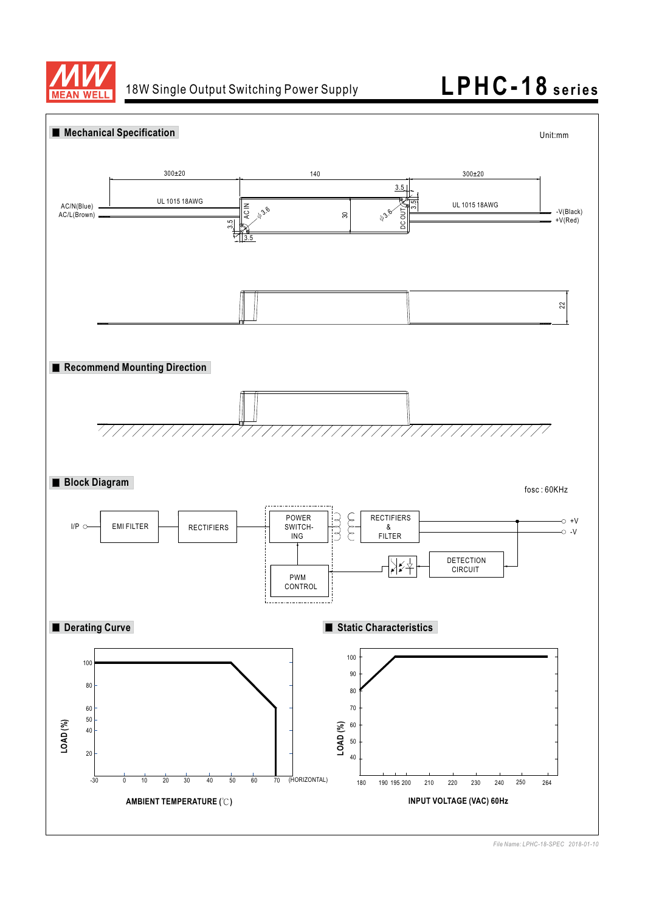18W Single Output Switching Power Supply

# LPHC-18 series

## Mechanical Specification

Unit:mm

300±20
140
300±20
3.5
UL 1015 18AWG
UL 1015 18AWG
AC/N(Blue)
AC/L(Brown)
AC IN
ϕ3.6
30
ϕ3.6
DC OUT
3.5
3.5
3.5
-V(Black)
+V(Red)
22

## Recommend Mounting Direction

## Block Diagram

fosc : 60KHz

I/P
EMI FILTER
RECTIFIERS
POWER SWITCH-ING
PWM CONTROL
RECTIFIERS & FILTER
DETECTION CIRCUIT
+V
-V

## Derating Curve

100
80
60
50
40
20
LOAD (%)
-30 0 10 20 30 40 50 60 70 (HORIZONTAL)
AMBIENT TEMPERATURE (℃)

## Static Characteristics

100
90
80
70
60
50
40
LOAD (%)
180 190 195 200 210 220 230 240 250 264
INPUT VOLTAGE (VAC) 60Hz

*File Name: LPHC-18-SPEC 2018-01-10*